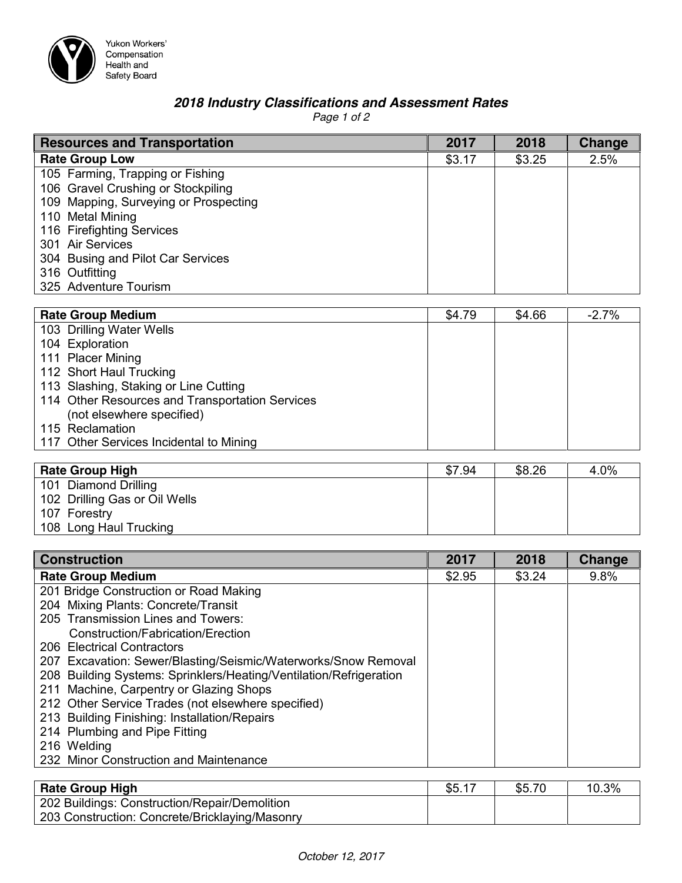Yukon Workers' Compensation Health and Safety Board

## *2018 Industry Classifications and Assessment Rates*

| Resources and Transportation | 2017 | 2018 | Change |
|---|---|---|---|
| **Rate Group Low** | $3.17 | $3.25 | 2.5% |
| 105 Farming, Trapping or Fishing | | | |
| 106 Gravel Crushing or Stockpiling | | | |
| 109 Mapping, Surveying or Prospecting | | | |
| 110 Metal Mining | | | |
| 116 Firefighting Services | | | |
| 301 Air Services | | | |
| 304 Busing and Pilot Car Services | | | |
| 316 Outfitting | | | |
| 325 Adventure Tourism | | | |
| **Rate Group Medium** | $4.79 | $4.66 | -2.7% |
| 103 Drilling Water Wells | | | |
| 104 Exploration | | | |
| 111 Placer Mining | | | |
| 112 Short Haul Trucking | | | |
| 113 Slashing, Staking or Line Cutting | | | |
| 114 Other Resources and Transportation Services (not elsewhere specified) | | | |
| 115 Reclamation | | | |
| 117 Other Services Incidental to Mining | | | |
| **Rate Group High** | $7.94 | $8.26 | 4.0% |
| 101 Diamond Drilling | | | |
| 102 Drilling Gas or Oil Wells | | | |
| 107 Forestry | | | |
| 108 Long Haul Trucking | | | |

| Construction | 2017 | 2018 | Change |
|---|---|---|---|
| **Rate Group Medium** | $2.95 | $3.24 | 9.8% |
| 201 Bridge Construction or Road Making | | | |
| 204 Mixing Plants: Concrete/Transit | | | |
| 205 Transmission Lines and Towers: Construction/Fabrication/Erection | | | |
| 206 Electrical Contractors | | | |
| 207 Excavation: Sewer/Blasting/Seismic/Waterworks/Snow Removal | | | |
| 208 Building Systems: Sprinklers/Heating/Ventilation/Refrigeration | | | |
| 211 Machine, Carpentry or Glazing Shops | | | |
| 212 Other Service Trades (not elsewhere specified) | | | |
| 213 Building Finishing: Installation/Repairs | | | |
| 214 Plumbing and Pipe Fitting | | | |
| 216 Welding | | | |
| 232 Minor Construction and Maintenance | | | |
| **Rate Group High** | $5.17 | $5.70 | 10.3% |
| 202 Buildings: Construction/Repair/Demolition | | | |
| 203 Construction: Concrete/Bricklaying/Masonry | | | |

*October 12, 2017*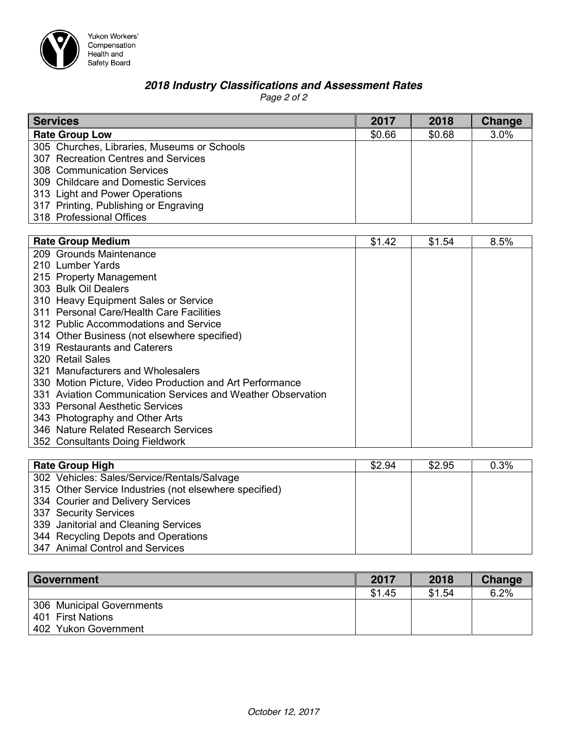Yukon Workers' Compensation Health and Safety Board

## *2018 Industry Classifications and Assessment Rates*

| **Services** | **2017** | **2018** | **Change** |
|---|---|---|---|
| **Rate Group Low** | $0.66 | $0.68 | 3.0% |
| 305 Churches, Libraries, Museums or Schools | | | |
| 307 Recreation Centres and Services | | | |
| 308 Communication Services | | | |
| 309 Childcare and Domestic Services | | | |
| 313 Light and Power Operations | | | |
| 317 Printing, Publishing or Engraving | | | |
| 318 Professional Offices | | | |

| | | | |
|---|---|---|---|
| **Rate Group Medium** | $1.42 | $1.54 | 8.5% |
| 209 Grounds Maintenance | | | |
| 210 Lumber Yards | | | |
| 215 Property Management | | | |
| 303 Bulk Oil Dealers | | | |
| 310 Heavy Equipment Sales or Service | | | |
| 311 Personal Care/Health Care Facilities | | | |
| 312 Public Accommodations and Service | | | |
| 314 Other Business (not elsewhere specified) | | | |
| 319 Restaurants and Caterers | | | |
| 320 Retail Sales | | | |
| 321 Manufacturers and Wholesalers | | | |
| 330 Motion Picture, Video Production and Art Performance | | | |
| 331 Aviation Communication Services and Weather Observation | | | |
| 333 Personal Aesthetic Services | | | |
| 343 Photography and Other Arts | | | |
| 346 Nature Related Research Services | | | |
| 352 Consultants Doing Fieldwork | | | |

| | | | |
|---|---|---|---|
| **Rate Group High** | $2.94 | $2.95 | 0.3% |
| 302 Vehicles: Sales/Service/Rentals/Salvage | | | |
| 315 Other Service Industries (not elsewhere specified) | | | |
| 334 Courier and Delivery Services | | | |
| 337 Security Services | | | |
| 339 Janitorial and Cleaning Services | | | |
| 344 Recycling Depots and Operations | | | |
| 347 Animal Control and Services | | | |

| **Government** | **2017** | **2018** | **Change** |
|---|---|---|---|
| | $1.45 | $1.54 | 6.2% |
| 306 Municipal Governments | | | |
| 401 First Nations | | | |
| 402 Yukon Government | | | |

*October 12, 2017*